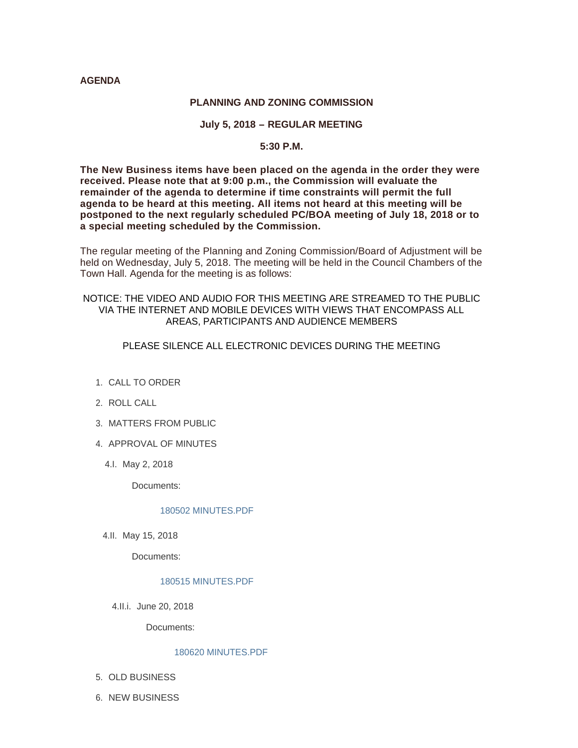**AGENDA**

## PLANNING AND ZONING COMMISSION

### July 5, 2018 – REGULAR MEETING

### 5:30 P.M.

**The New Business items have been placed on the agenda in the order they were received. Please note that at 9:00 p.m., the Commission will evaluate the remainder of the agenda to determine if time constraints will permit the full agenda to be heard at this meeting. All items not heard at this meeting will be postponed to the next regularly scheduled PC/BOA meeting of July 18, 2018 or to a special meeting scheduled by the Commission.**

The regular meeting of the Planning and Zoning Commission/Board of Adjustment will be held on Wednesday, July 5, 2018. The meeting will be held in the Council Chambers of the Town Hall. Agenda for the meeting is as follows:

NOTICE: THE VIDEO AND AUDIO FOR THIS MEETING ARE STREAMED TO THE PUBLIC VIA THE INTERNET AND MOBILE DEVICES WITH VIEWS THAT ENCOMPASS ALL AREAS, PARTICIPANTS AND AUDIENCE MEMBERS

PLEASE SILENCE ALL ELECTRONIC DEVICES DURING THE MEETING

1. CALL TO ORDER
2. ROLL CALL
3. MATTERS FROM PUBLIC
4. APPROVAL OF MINUTES
   - 4.I. May 2, 2018

     Documents:

     180502 MINUTES.PDF
   - 4.II. May 15, 2018

     Documents:

     180515 MINUTES.PDF
     - 4.II.i. June 20, 2018

       Documents:

       180620 MINUTES.PDF
5. OLD BUSINESS
6. NEW BUSINESS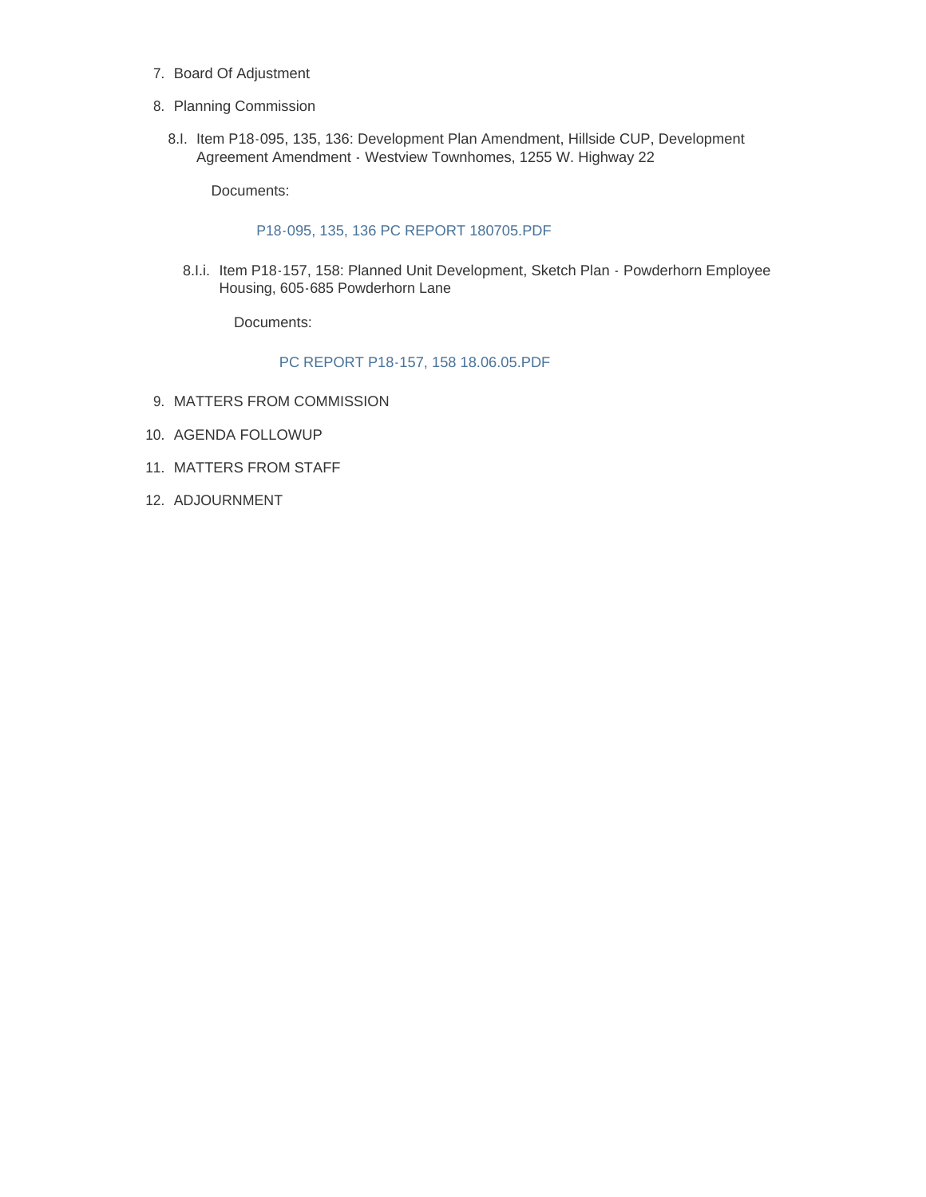7. Board Of Adjustment
8. Planning Commission

   8.I. Item P18-095, 135, 136: Development Plan Amendment, Hillside CUP, Development Agreement Amendment - Westview Townhomes, 1255 W. Highway 22

   Documents:

   P18-095, 135, 136 PC REPORT 180705.PDF

   8.I.i. Item P18-157, 158: Planned Unit Development, Sketch Plan - Powderhorn Employee Housing, 605-685 Powderhorn Lane

   Documents:

   PC REPORT P18-157, 158 18.06.05.PDF

9. MATTERS FROM COMMISSION
10. AGENDA FOLLOWUP
11. MATTERS FROM STAFF
12. ADJOURNMENT